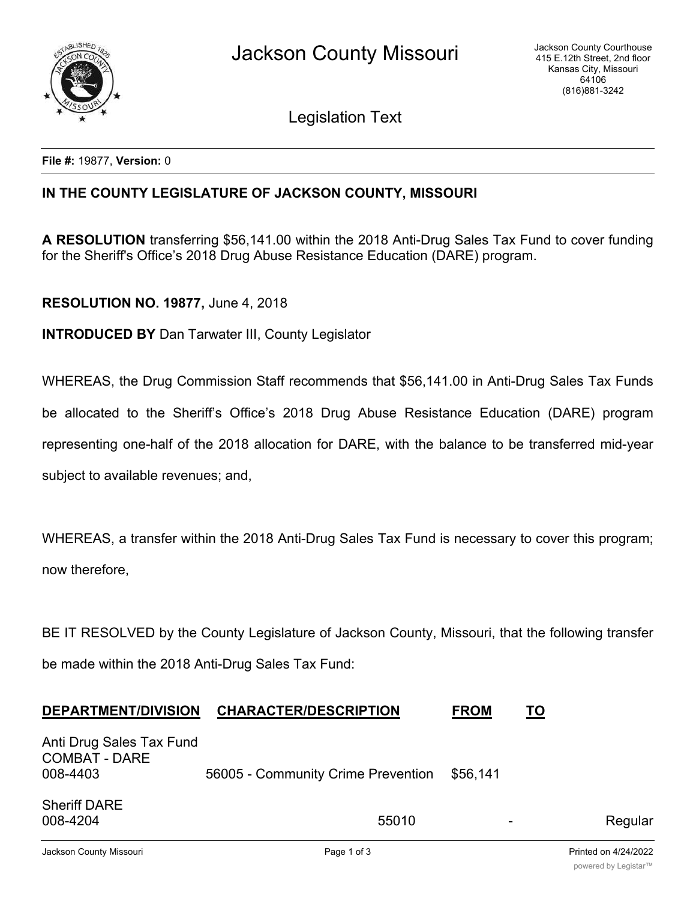# Jackson County Missouri

Jackson County Courthouse
415 E.12th Street, 2nd floor
Kansas City, Missouri
64106
(816)881-3242

## Legislation Text

**File #:** 19877, **Version:** 0

**IN THE COUNTY LEGISLATURE OF JACKSON COUNTY, MISSOURI**

**A RESOLUTION** transferring $56,141.00 within the 2018 Anti-Drug Sales Tax Fund to cover funding for the Sheriff's Office's 2018 Drug Abuse Resistance Education (DARE) program.

**RESOLUTION NO. 19877,** June 4, 2018

**INTRODUCED BY** Dan Tarwater III, County Legislator

WHEREAS, the Drug Commission Staff recommends that $56,141.00 in Anti-Drug Sales Tax Funds be allocated to the Sheriff's Office's 2018 Drug Abuse Resistance Education (DARE) program representing one-half of the 2018 allocation for DARE, with the balance to be transferred mid-year subject to available revenues; and,

WHEREAS, a transfer within the 2018 Anti-Drug Sales Tax Fund is necessary to cover this program; now therefore,

BE IT RESOLVED by the County Legislature of Jackson County, Missouri, that the following transfer be made within the 2018 Anti-Drug Sales Tax Fund:

| DEPARTMENT/DIVISION | CHARACTER/DESCRIPTION | FROM | TO |
|---|---|---|---|
| Anti Drug Sales Tax Fund COMBAT - DARE 008-4403 | 56005 - Community Crime Prevention | $56,141 | |
| Sheriff DARE 008-4204 | 55010 - Regular | | |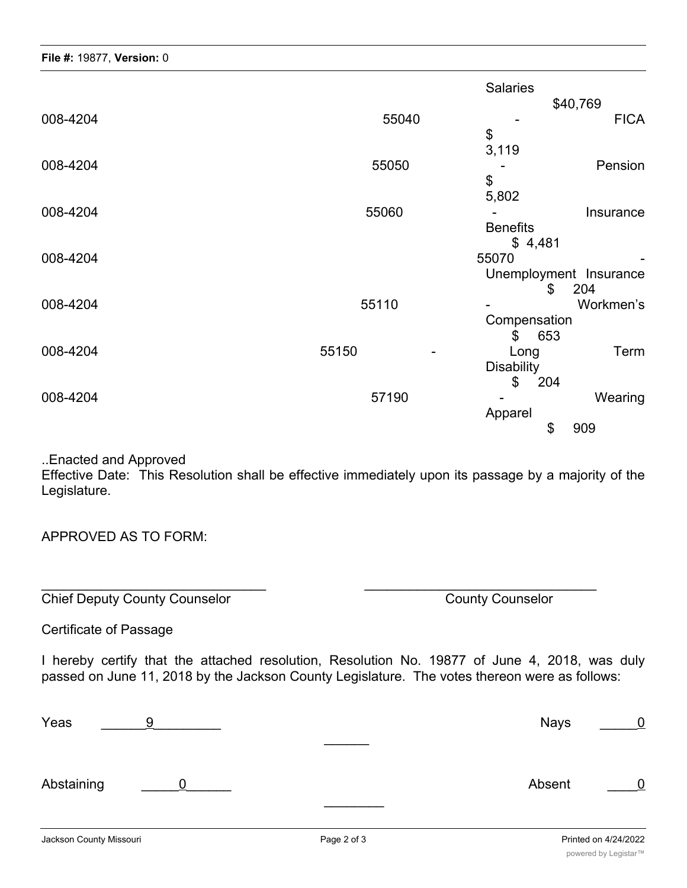Salaries $40,769

| | | |
|---|---|---|
| 008-4204 | 55040 | - FICA $ 3,119 |
| 008-4204 | 55050 | - Pension $ 5,802 |
| 008-4204 | 55060 | - Insurance Benefits $ 4,481 |
| 008-4204 | 55070 | - Unemployment Insurance $ 204 |
| 008-4204 | 55110 | - Workmen's Compensation $ 653 |
| 008-4204 | 55150 | - Long Term Disability $ 204 |
| 008-4204 | 57190 | - Wearing Apparel $ 909 |

..Enacted and Approved

Effective Date: This Resolution shall be effective immediately upon its passage by a majority of the Legislature.

APPROVED AS TO FORM:

_______________________________ _______________________________

Chief Deputy County Counselor County Counselor

Certificate of Passage

I hereby certify that the attached resolution, Resolution No. 19877 of June 4, 2018, was duly passed on June 11, 2018 by the Jackson County Legislature. The votes thereon were as follows:

Yeas ______9_________ Nays _____0

Abstaining _____0______ Absent ____0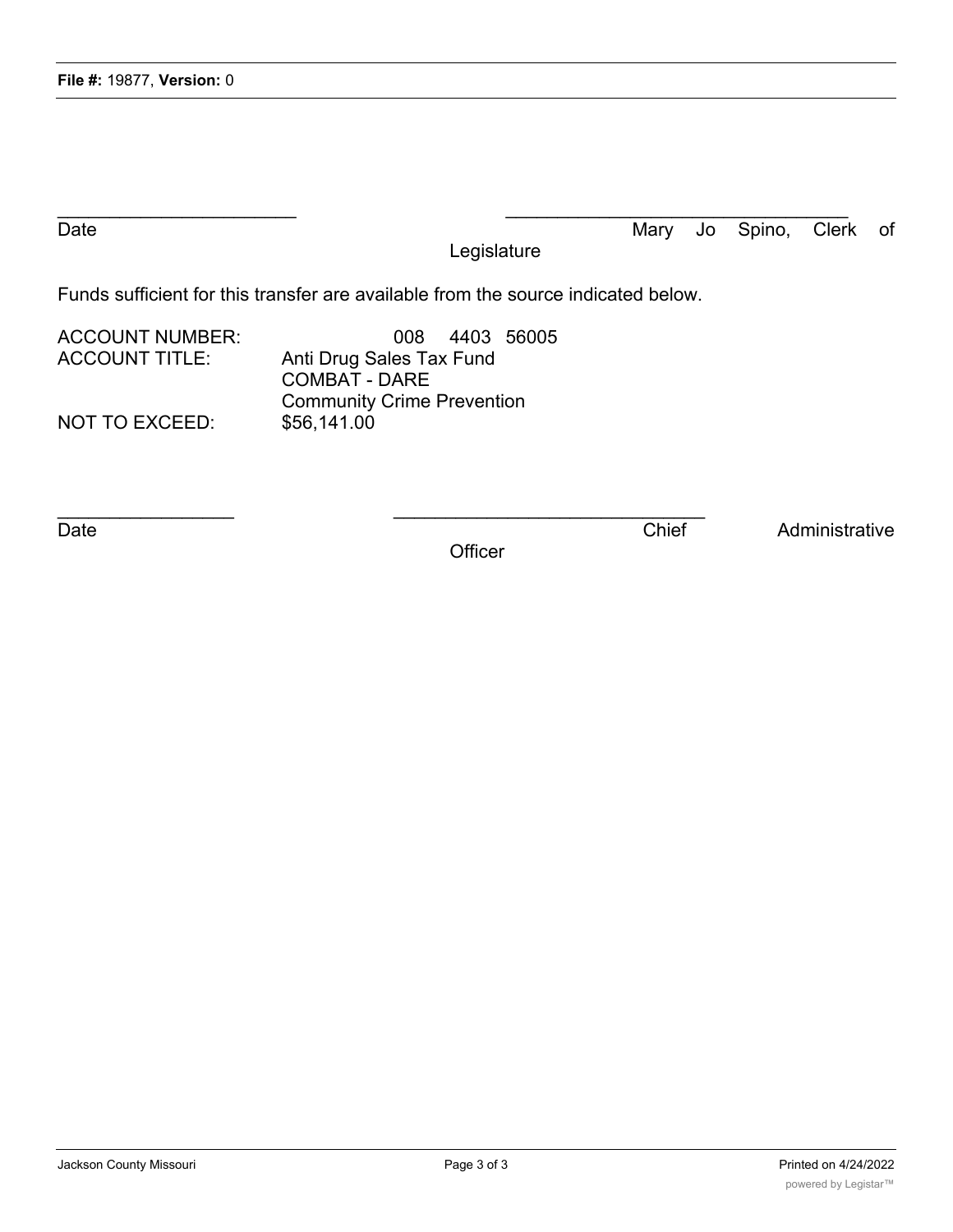______________________ ________________________________

Date Mary Jo Spino, Clerk of Legislature

Funds sufficient for this transfer are available from the source indicated below.

| | |
|---|---|
| ACCOUNT NUMBER: | 008 4403 56005 |
| ACCOUNT TITLE: | Anti Drug Sales Tax Fund<br>COMBAT - DARE<br>Community Crime Prevention |
| NOT TO EXCEED: | $56,141.00 |

________________ _____________________________

Date Chief Administrative Officer